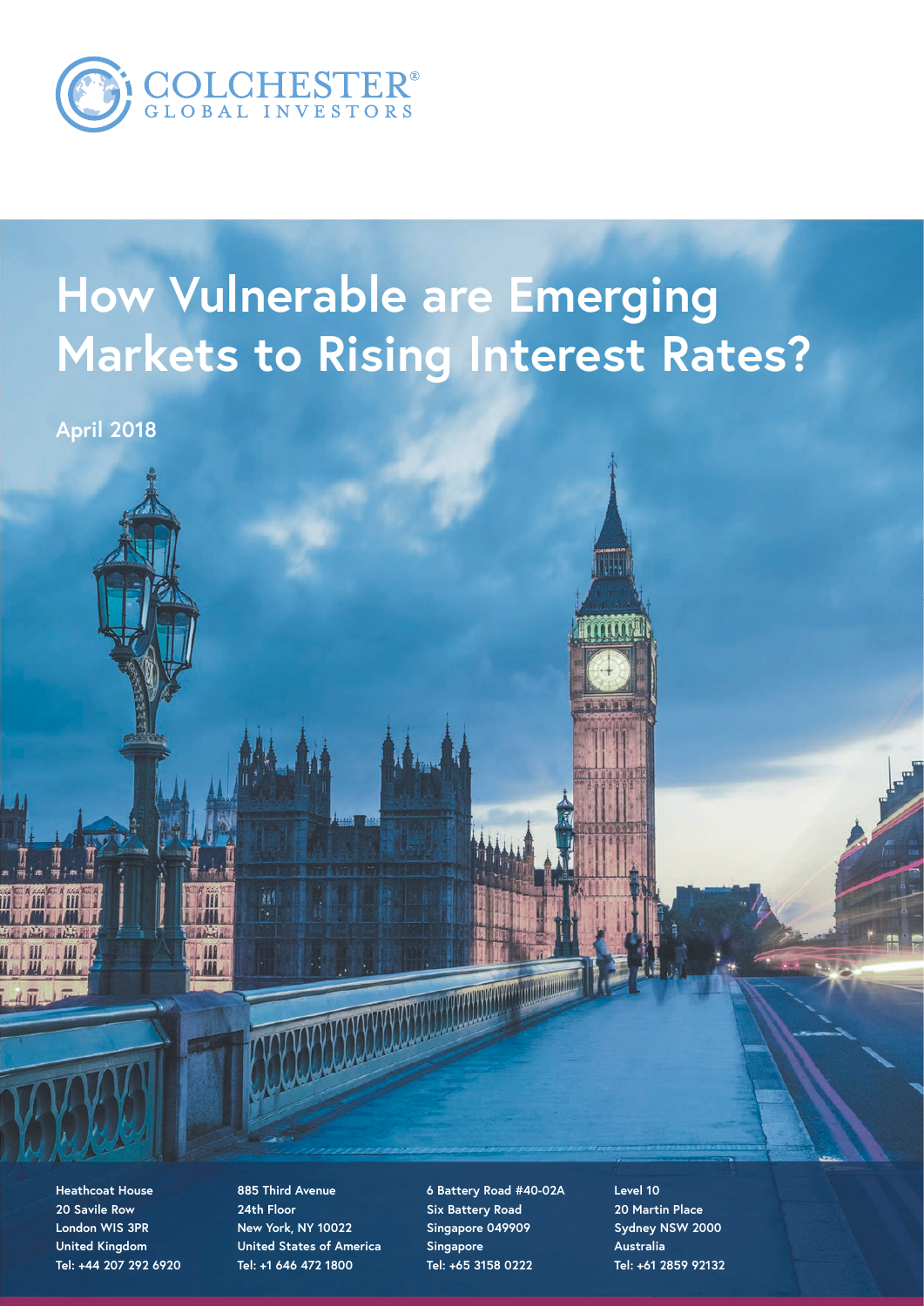COLCHESTER®
GLOBAL INVESTORS

# How Vulnerable are Emerging Markets to Rising Interest Rates?

April 2018

**Heathcoat House**
**20 Savile Row**
**London WIS 3PR**
**United Kingdom**
**Tel: +44 207 292 6920**

**885 Third Avenue**
**24th Floor**
**New York, NY 10022**
**United States of America**
**Tel: +1 646 472 1800**

**6 Battery Road #40-02A**
**Six Battery Road**
**Singapore 049909**
**Singapore**
**Tel: +65 3158 0222**

**Level 10**
**20 Martin Place**
**Sydney NSW 2000**
**Australia**
**Tel: +61 2859 92132**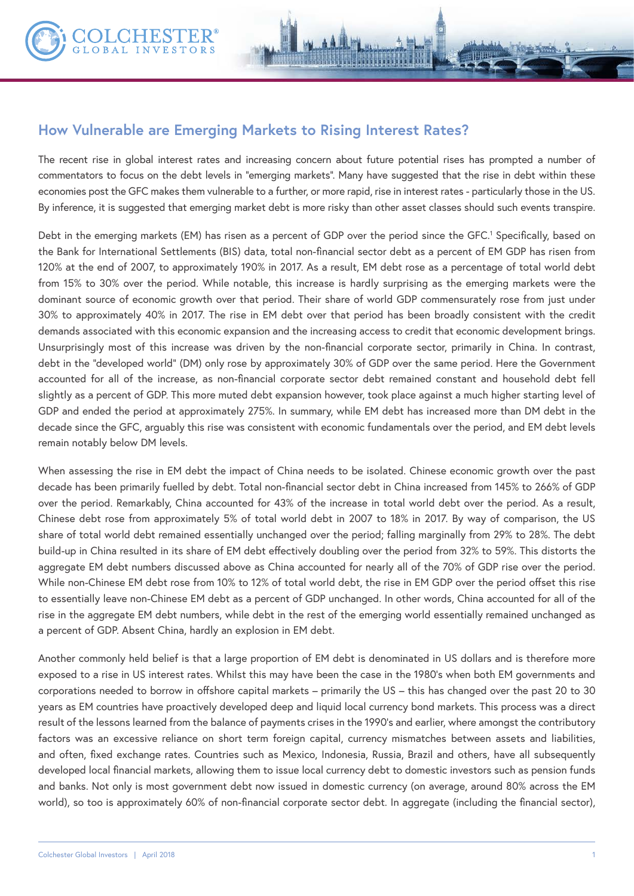## How Vulnerable are Emerging Markets to Rising Interest Rates?

The recent rise in global interest rates and increasing concern about future potential rises has prompted a number of commentators to focus on the debt levels in "emerging markets". Many have suggested that the rise in debt within these economies post the GFC makes them vulnerable to a further, or more rapid, rise in interest rates - particularly those in the US. By inference, it is suggested that emerging market debt is more risky than other asset classes should such events transpire.

Debt in the emerging markets (EM) has risen as a percent of GDP over the period since the GFC.[1] Specifically, based on the Bank for International Settlements (BIS) data, total non-financial sector debt as a percent of EM GDP has risen from 120% at the end of 2007, to approximately 190% in 2017. As a result, EM debt rose as a percentage of total world debt from 15% to 30% over the period. While notable, this increase is hardly surprising as the emerging markets were the dominant source of economic growth over that period. Their share of world GDP commensurately rose from just under 30% to approximately 40% in 2017. The rise in EM debt over that period has been broadly consistent with the credit demands associated with this economic expansion and the increasing access to credit that economic development brings. Unsurprisingly most of this increase was driven by the non-financial corporate sector, primarily in China. In contrast, debt in the "developed world" (DM) only rose by approximately 30% of GDP over the same period. Here the Government accounted for all of the increase, as non-financial corporate sector debt remained constant and household debt fell slightly as a percent of GDP. This more muted debt expansion however, took place against a much higher starting level of GDP and ended the period at approximately 275%. In summary, while EM debt has increased more than DM debt in the decade since the GFC, arguably this rise was consistent with economic fundamentals over the period, and EM debt levels remain notably below DM levels.

When assessing the rise in EM debt the impact of China needs to be isolated. Chinese economic growth over the past decade has been primarily fuelled by debt. Total non-financial sector debt in China increased from 145% to 266% of GDP over the period. Remarkably, China accounted for 43% of the increase in total world debt over the period. As a result, Chinese debt rose from approximately 5% of total world debt in 2007 to 18% in 2017. By way of comparison, the US share of total world debt remained essentially unchanged over the period; falling marginally from 29% to 28%. The debt build-up in China resulted in its share of EM debt effectively doubling over the period from 32% to 59%. This distorts the aggregate EM debt numbers discussed above as China accounted for nearly all of the 70% of GDP rise over the period. While non-Chinese EM debt rose from 10% to 12% of total world debt, the rise in EM GDP over the period offset this rise to essentially leave non-Chinese EM debt as a percent of GDP unchanged. In other words, China accounted for all of the rise in the aggregate EM debt numbers, while debt in the rest of the emerging world essentially remained unchanged as a percent of GDP. Absent China, hardly an explosion in EM debt.

Another commonly held belief is that a large proportion of EM debt is denominated in US dollars and is therefore more exposed to a rise in US interest rates. Whilst this may have been the case in the 1980's when both EM governments and corporations needed to borrow in offshore capital markets – primarily the US – this has changed over the past 20 to 30 years as EM countries have proactively developed deep and liquid local currency bond markets. This process was a direct result of the lessons learned from the balance of payments crises in the 1990's and earlier, where amongst the contributory factors was an excessive reliance on short term foreign capital, currency mismatches between assets and liabilities, and often, fixed exchange rates. Countries such as Mexico, Indonesia, Russia, Brazil and others, have all subsequently developed local financial markets, allowing them to issue local currency debt to domestic investors such as pension funds and banks. Not only is most government debt now issued in domestic currency (on average, around 80% across the EM world), so too is approximately 60% of non-financial corporate sector debt. In aggregate (including the financial sector),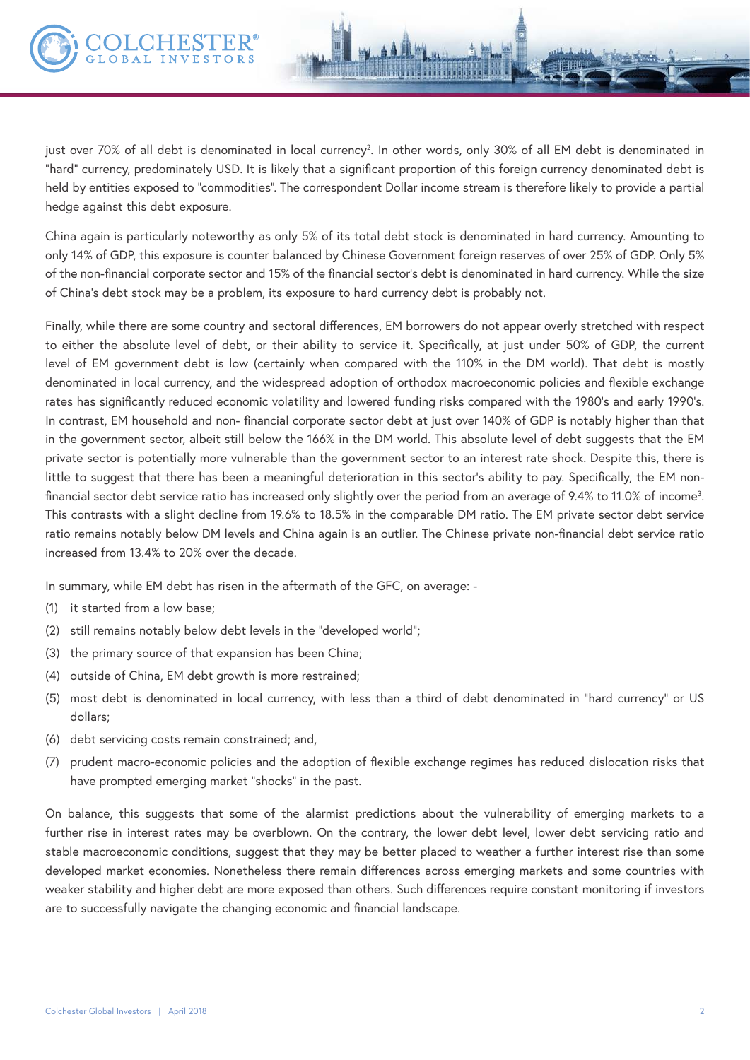just over 70% of all debt is denominated in local currency[2]. In other words, only 30% of all EM debt is denominated in "hard" currency, predominately USD. It is likely that a significant proportion of this foreign currency denominated debt is held by entities exposed to "commodities". The correspondent Dollar income stream is therefore likely to provide a partial hedge against this debt exposure.

China again is particularly noteworthy as only 5% of its total debt stock is denominated in hard currency. Amounting to only 14% of GDP, this exposure is counter balanced by Chinese Government foreign reserves of over 25% of GDP. Only 5% of the non-financial corporate sector and 15% of the financial sector's debt is denominated in hard currency. While the size of China's debt stock may be a problem, its exposure to hard currency debt is probably not.

Finally, while there are some country and sectoral differences, EM borrowers do not appear overly stretched with respect to either the absolute level of debt, or their ability to service it. Specifically, at just under 50% of GDP, the current level of EM government debt is low (certainly when compared with the 110% in the DM world). That debt is mostly denominated in local currency, and the widespread adoption of orthodox macroeconomic policies and flexible exchange rates has significantly reduced economic volatility and lowered funding risks compared with the 1980's and early 1990's. In contrast, EM household and non- financial corporate sector debt at just over 140% of GDP is notably higher than that in the government sector, albeit still below the 166% in the DM world. This absolute level of debt suggests that the EM private sector is potentially more vulnerable than the government sector to an interest rate shock. Despite this, there is little to suggest that there has been a meaningful deterioration in this sector's ability to pay. Specifically, the EM non-financial sector debt service ratio has increased only slightly over the period from an average of 9.4% to 11.0% of income[3]. This contrasts with a slight decline from 19.6% to 18.5% in the comparable DM ratio. The EM private sector debt service ratio remains notably below DM levels and China again is an outlier. The Chinese private non-financial debt service ratio increased from 13.4% to 20% over the decade.

In summary, while EM debt has risen in the aftermath of the GFC, on average: -

(1) it started from a low base;

(2) still remains notably below debt levels in the "developed world";

(3) the primary source of that expansion has been China;

(4) outside of China, EM debt growth is more restrained;

(5) most debt is denominated in local currency, with less than a third of debt denominated in "hard currency" or US dollars;

(6) debt servicing costs remain constrained; and,

(7) prudent macro-economic policies and the adoption of flexible exchange regimes has reduced dislocation risks that have prompted emerging market "shocks" in the past.

On balance, this suggests that some of the alarmist predictions about the vulnerability of emerging markets to a further rise in interest rates may be overblown. On the contrary, the lower debt level, lower debt servicing ratio and stable macroeconomic conditions, suggest that they may be better placed to weather a further interest rise than some developed market economies. Nonetheless there remain differences across emerging markets and some countries with weaker stability and higher debt are more exposed than others. Such differences require constant monitoring if investors are to successfully navigate the changing economic and financial landscape.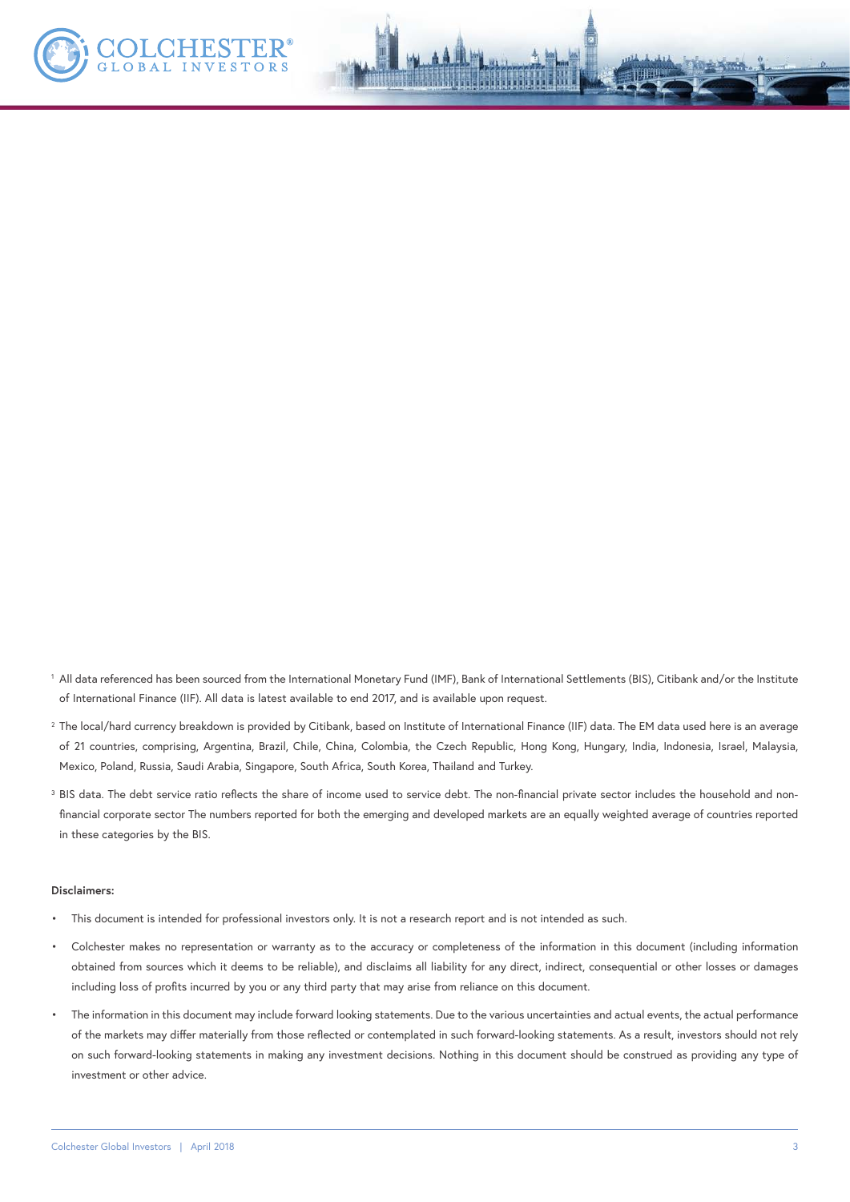[1] All data referenced has been sourced from the International Monetary Fund (IMF), Bank of International Settlements (BIS), Citibank and/or the Institute of International Finance (IIF). All data is latest available to end 2017, and is available upon request.

[2] The local/hard currency breakdown is provided by Citibank, based on Institute of International Finance (IIF) data. The EM data used here is an average of 21 countries, comprising, Argentina, Brazil, Chile, China, Colombia, the Czech Republic, Hong Kong, Hungary, India, Indonesia, Israel, Malaysia, Mexico, Poland, Russia, Saudi Arabia, Singapore, South Africa, South Korea, Thailand and Turkey.

[3] BIS data. The debt service ratio reflects the share of income used to service debt. The non-financial private sector includes the household and non-financial corporate sector The numbers reported for both the emerging and developed markets are an equally weighted average of countries reported in these categories by the BIS.

**Disclaimers:**

- This document is intended for professional investors only. It is not a research report and is not intended as such.
- Colchester makes no representation or warranty as to the accuracy or completeness of the information in this document (including information obtained from sources which it deems to be reliable), and disclaims all liability for any direct, indirect, consequential or other losses or damages including loss of profits incurred by you or any third party that may arise from reliance on this document.
- The information in this document may include forward looking statements. Due to the various uncertainties and actual events, the actual performance of the markets may differ materially from those reflected or contemplated in such forward-looking statements. As a result, investors should not rely on such forward-looking statements in making any investment decisions. Nothing in this document should be construed as providing any type of investment or other advice.